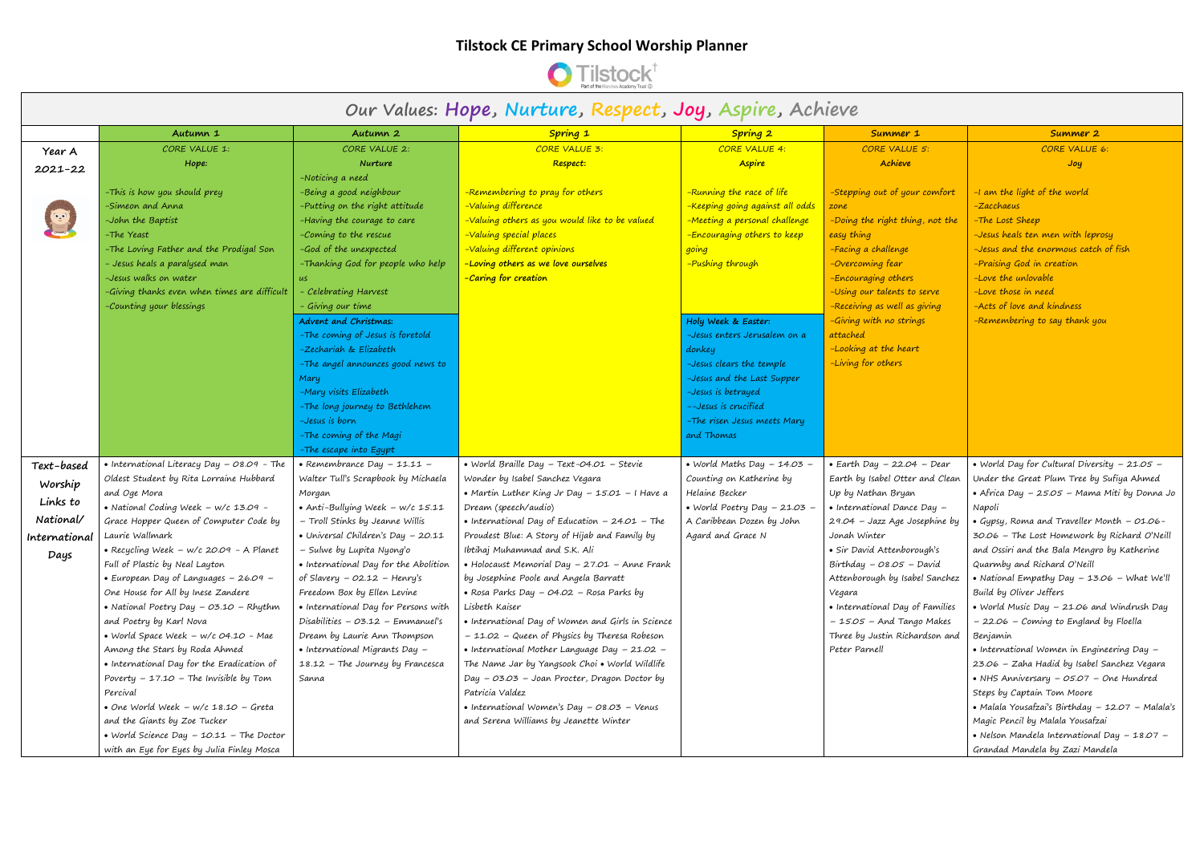# Tilstock CE Primary School Worship Planner

## Our Values: Hope, Nurture, Respect, Joy, Aspire, Achieve

| | Autumn 1 | Autumn 2 | Spring 1 | Spring 2 | Summer 1 | Summer 2 |
|---|---|---|---|---|---|---|
| Year A 2021-22 | CORE VALUE 1: **Hope:** -This is how you should prey -Simeon and Anna -John the Baptist -The Yeast -The Loving Father and the Prodigal Son - Jesus heals a paralysed man -Jesus walks on water -Giving thanks even when times are difficult -Counting your blessings | CORE VALUE 2: **Nurture** -Noticing a need -Being a good neighbour -Putting on the right attitude -Having the courage to care -Coming to the rescue -God of the unexpected -Thanking God for people who help us - Celebrating Harvest - Giving our time **Advent and Christmas:** -The coming of Jesus is foretold -Zechariah & Elizabeth -The angel announces good news to Mary -Mary visits Elizabeth -The long journey to Bethlehem -Jesus is born -The coming of the Magi -The escape into Egypt | CORE VALUE 3: **Respect:** -Remembering to pray for others -Valuing difference -Valuing others as you would like to be valued -Valuing special places -Valuing different opinions **-Loving others as we love ourselves** **-Caring for creation** | CORE VALUE 4: **Aspire** -Running the race of life -Keeping going against all odds -Meeting a personal challenge -Encouraging others to keep going -Pushing through **Holy Week & Easter:** -Jesus enters Jerusalem on a donkey -Jesus clears the temple -Jesus and the Last Supper -Jesus is betrayed --Jesus is crucified -The risen Jesus meets Mary and Thomas | CORE VALUE 5: **Achieve** -Stepping out of your comfort zone -Doing the right thing, not the easy thing -Facing a challenge -Overcoming fear -Encouraging others -Using our talents to serve -Receiving as well as giving -Giving with no strings attached -Looking at the heart -Living for others | CORE VALUE 6: **Joy** -I am the light of the world -Zacchaeus -The Lost Sheep -Jesus heals ten men with leprosy -Jesus and the enormous catch of fish -Praising God in creation -Love the unlovable -Love those in need -Acts of love and kindness -Remembering to say thank you |
| Text-based Worship Links to National/ International Days | • International Literacy Day – 08.09 - The Oldest Student by Rita Lorraine Hubbard and Oge Mora • National Coding Week – w/c 13.09 - Grace Hopper Queen of Computer Code by Laurie Wallmark • Recycling Week – w/c 20.09 - A Planet Full of Plastic by Neal Layton • European Day of Languages – 26.09 – One House for All by Inese Zandere • National Poetry Day – 03.10 – Rhythm and Poetry by Karl Nova • World Space Week – w/c 04.10 - Mae Among the Stars by Roda Ahmed • International Day for the Eradication of Poverty – 17.10 – The Invisible by Tom Percival • One World Week – w/c 18.10 – Greta and the Giants by Zoe Tucker • World Science Day – 10.11 – The Doctor with an Eye for Eyes by Julia Finley Mosca | • Remembrance Day – 11.11 – Walter Tull's Scrapbook by Michaela Morgan • Anti-Bullying Week – w/c 15.11 – Troll Stinks by Jeanne Willis • Universal Children's Day – 20.11 – Sulwe by Lupita Nyong'o • International Day for the Abolition of Slavery – 02.12 – Henry's Freedom Box by Ellen Levine • International Day for Persons with Disabilities – 03.12 – Emmanuel's Dream by Laurie Ann Thompson • International Migrants Day – 18.12 – The Journey by Francesca Sanna | • World Braille Day – Text-04.01 – Stevie Wonder by Isabel Sanchez Vegara • Martin Luther King Jr Day – 15.01 – I Have a Dream (speech/audio) • International Day of Education – 24.01 – The Proudest Blue: A Story of Hijab and Family by Ibtihaj Muhammad and S.K. Ali • Holocaust Memorial Day – 27.01 – Anne Frank by Josephine Poole and Angela Barratt • Rosa Parks Day – 04.02 – Rosa Parks by Lisbeth Kaiser • International Day of Women and Girls in Science – 11.02 – Queen of Physics by Theresa Robeson • International Mother Language Day – 21.02 – The Name Jar by Yangsook Choi • World Wildlife Day – 03.03 – Joan Procter, Dragon Doctor by Patricia Valdez • International Women's Day – 08.03 – Venus and Serena Williams by Jeanette Winter | • World Maths Day – 14.03 – Counting on Katherine by Helaine Becker • World Poetry Day – 21.03 – A Caribbean Dozen by John Agard and Grace N | • Earth Day – 22.04 – Dear Earth by Isabel Otter and Clean Up by Nathan Bryan • International Dance Day – 29.04 – Jazz Age Josephine by Jonah Winter • Sir David Attenborough's Birthday – 08.05 – David Attenborough by Isabel Sanchez Vegara • International Day of Families – 15.05 – And Tango Makes Three by Justin Richardson and Peter Parnell | • World Day for Cultural Diversity – 21.05 – Under the Great Plum Tree by Sufiya Ahmed • Africa Day – 25.05 – Mama Miti by Donna Jo Napoli • Gypsy, Roma and Traveller Month – 01.06-30.06 – The Lost Homework by Richard O'Neill and Ossiri and the Bala Mengro by Katherine Quarmby and Richard O'Neill • National Empathy Day – 13.06 – What We'll Build by Oliver Jeffers • World Music Day – 21.06 and Windrush Day – 22.06 – Coming to England by Floella Benjamin • International Women in Engineering Day – 23.06 – Zaha Hadid by Isabel Sanchez Vegara • NHS Anniversary – 05.07 – One Hundred Steps by Captain Tom Moore • Malala Yousafzai's Birthday – 12.07 – Malala's Magic Pencil by Malala Yousafzai • Nelson Mandela International Day – 18.07 – Grandad Mandela by Zazi Mandela |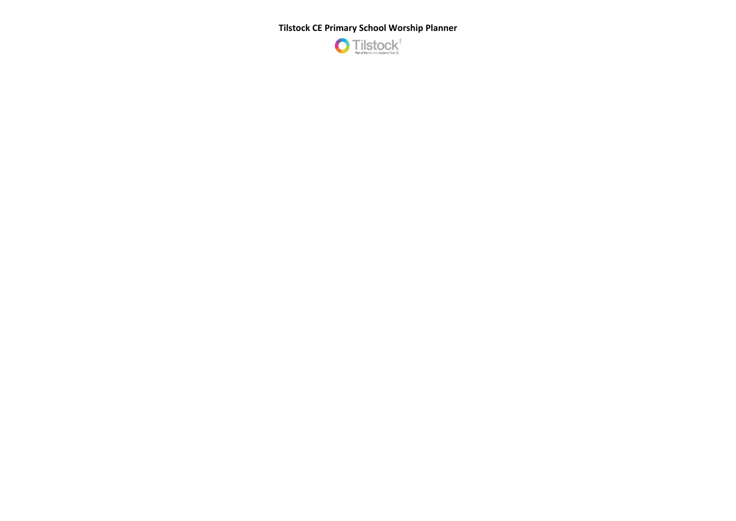**Tilstock CE Primary School Worship Planner**